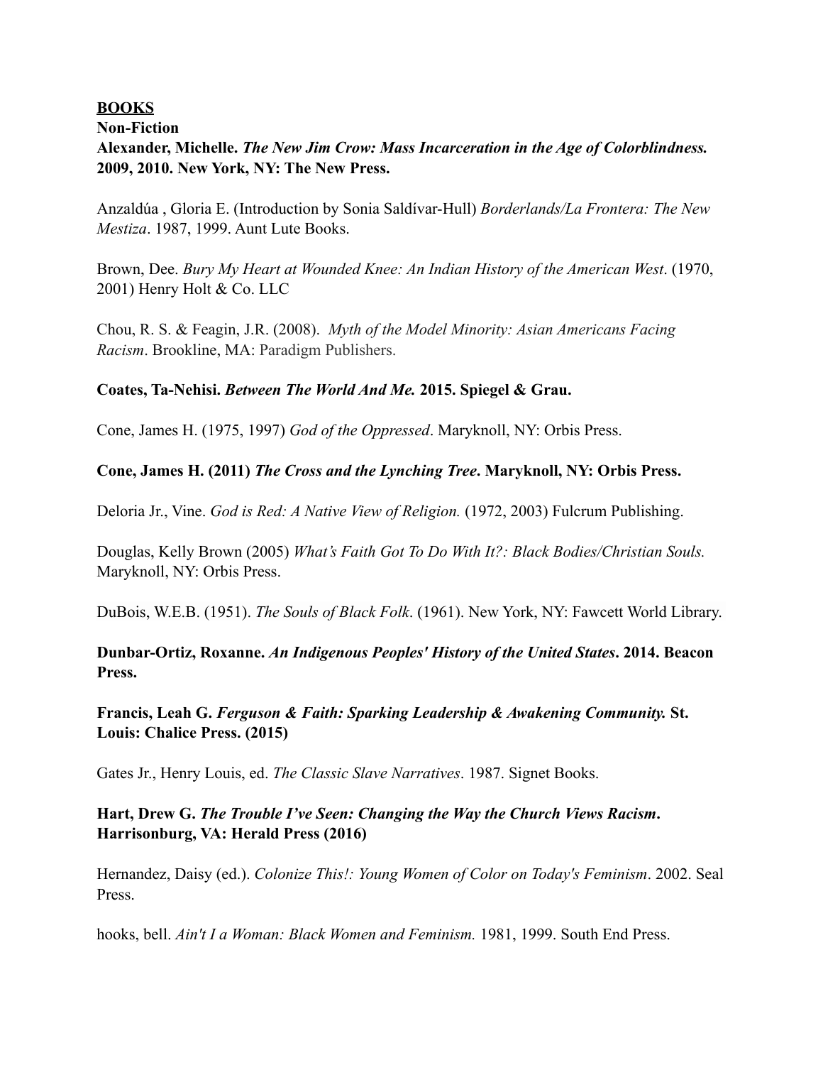**BOOKS**

**Non-Fiction**

**Alexander, Michelle. *The New Jim Crow: Mass Incarceration in the Age of Colorblindness.* 2009, 2010. New York, NY: The New Press.**

Anzaldúa , Gloria E. (Introduction by Sonia Saldívar-Hull) *Borderlands/La Frontera: The New Mestiza*. 1987, 1999. Aunt Lute Books.

Brown, Dee. *Bury My Heart at Wounded Knee: An Indian History of the American West*. (1970, 2001) Henry Holt & Co. LLC

Chou, R. S. & Feagin, J.R. (2008). *Myth of the Model Minority: Asian Americans Facing Racism*. Brookline, MA: Paradigm Publishers.

**Coates, Ta-Nehisi. *Between The World And Me.* 2015. Spiegel & Grau.**

Cone, James H. (1975, 1997) *God of the Oppressed*. Maryknoll, NY: Orbis Press.

**Cone, James H. (2011) *The Cross and the Lynching Tree*. Maryknoll, NY: Orbis Press.**

Deloria Jr., Vine. *God is Red: A Native View of Religion.* (1972, 2003) Fulcrum Publishing.

Douglas, Kelly Brown (2005) *What's Faith Got To Do With It?: Black Bodies/Christian Souls.* Maryknoll, NY: Orbis Press.

DuBois, W.E.B. (1951). *The Souls of Black Folk*. (1961). New York, NY: Fawcett World Library.

**Dunbar-Ortiz, Roxanne. *An Indigenous Peoples' History of the United States*. 2014. Beacon Press.**

**Francis, Leah G. *Ferguson & Faith: Sparking Leadership & Awakening Community.* St. Louis: Chalice Press. (2015)**

Gates Jr., Henry Louis, ed. *The Classic Slave Narratives*. 1987. Signet Books.

**Hart, Drew G. *The Trouble I've Seen: Changing the Way the Church Views Racism*. Harrisonburg, VA: Herald Press (2016)**

Hernandez, Daisy (ed.). *Colonize This!: Young Women of Color on Today's Feminism*. 2002. Seal Press.

hooks, bell. *Ain't I a Woman: Black Women and Feminism.* 1981, 1999. South End Press.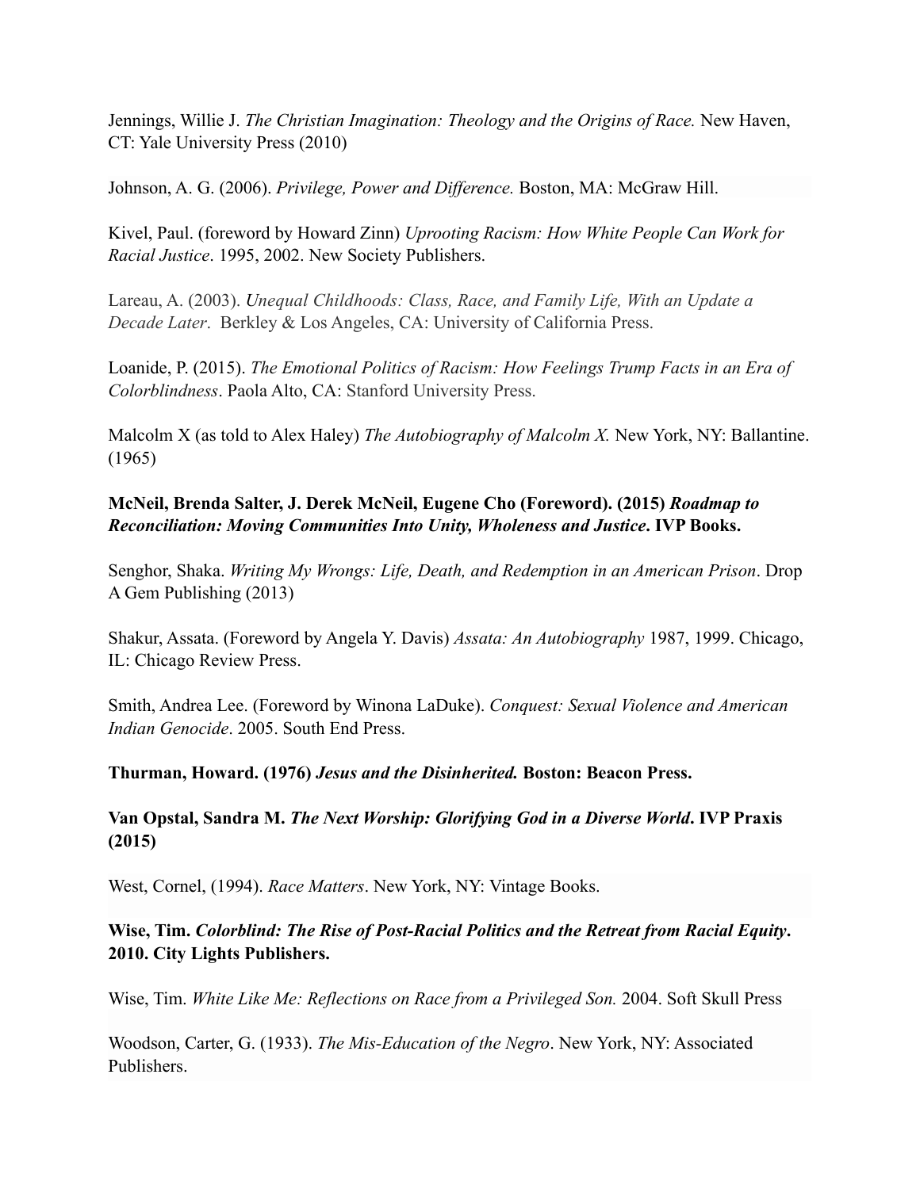Jennings, Willie J. *The Christian Imagination: Theology and the Origins of Race.* New Haven, CT: Yale University Press (2010)

Johnson, A. G. (2006). *Privilege, Power and Difference.* Boston, MA: McGraw Hill.

Kivel, Paul. (foreword by Howard Zinn) *Uprooting Racism: How White People Can Work for Racial Justice*. 1995, 2002. New Society Publishers.

Lareau, A. (2003). *Unequal Childhoods: Class, Race, and Family Life, With an Update a Decade Later*. Berkley & Los Angeles, CA: University of California Press.

Loanide, P. (2015). *The Emotional Politics of Racism: How Feelings Trump Facts in an Era of Colorblindness*. Paola Alto, CA: Stanford University Press.

Malcolm X (as told to Alex Haley) *The Autobiography of Malcolm X.* New York, NY: Ballantine. (1965)

**McNeil, Brenda Salter, J. Derek McNeil, Eugene Cho (Foreword). (2015) *Roadmap to Reconciliation: Moving Communities Into Unity, Wholeness and Justice*. IVP Books.**

Senghor, Shaka. *Writing My Wrongs: Life, Death, and Redemption in an American Prison*. Drop A Gem Publishing (2013)

Shakur, Assata. (Foreword by Angela Y. Davis) *Assata: An Autobiography* 1987, 1999. Chicago, IL: Chicago Review Press.

Smith, Andrea Lee. (Foreword by Winona LaDuke). *Conquest: Sexual Violence and American Indian Genocide*. 2005. South End Press.

**Thurman, Howard. (1976) *Jesus and the Disinherited.* Boston: Beacon Press.**

**Van Opstal, Sandra M. *The Next Worship: Glorifying God in a Diverse World*. IVP Praxis (2015)**

West, Cornel, (1994). *Race Matters*. New York, NY: Vintage Books.

**Wise, Tim. *Colorblind: The Rise of Post-Racial Politics and the Retreat from Racial Equity*. 2010. City Lights Publishers.**

Wise, Tim. *White Like Me: Reflections on Race from a Privileged Son.* 2004. Soft Skull Press

Woodson, Carter, G. (1933). *The Mis-Education of the Negro*. New York, NY: Associated Publishers.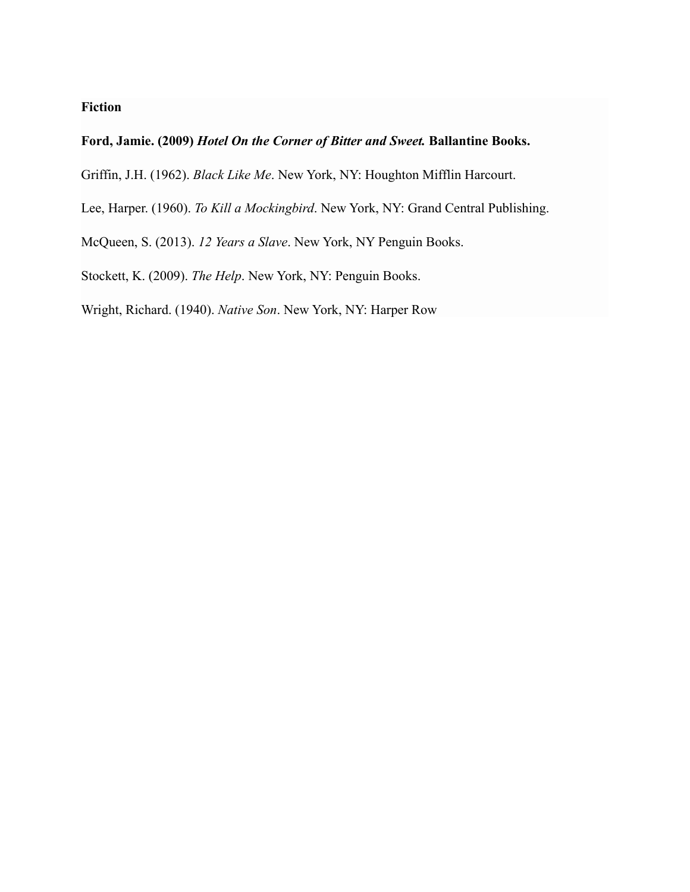**Fiction**

**Ford, Jamie. (2009) *Hotel On the Corner of Bitter and Sweet.* Ballantine Books.**

Griffin, J.H. (1962). *Black Like Me*. New York, NY: Houghton Mifflin Harcourt.

Lee, Harper. (1960). *To Kill a Mockingbird*. New York, NY: Grand Central Publishing.

McQueen, S. (2013). *12 Years a Slave*. New York, NY Penguin Books.

Stockett, K. (2009). *The Help*. New York, NY: Penguin Books.

Wright, Richard. (1940). *Native Son*. New York, NY: Harper Row